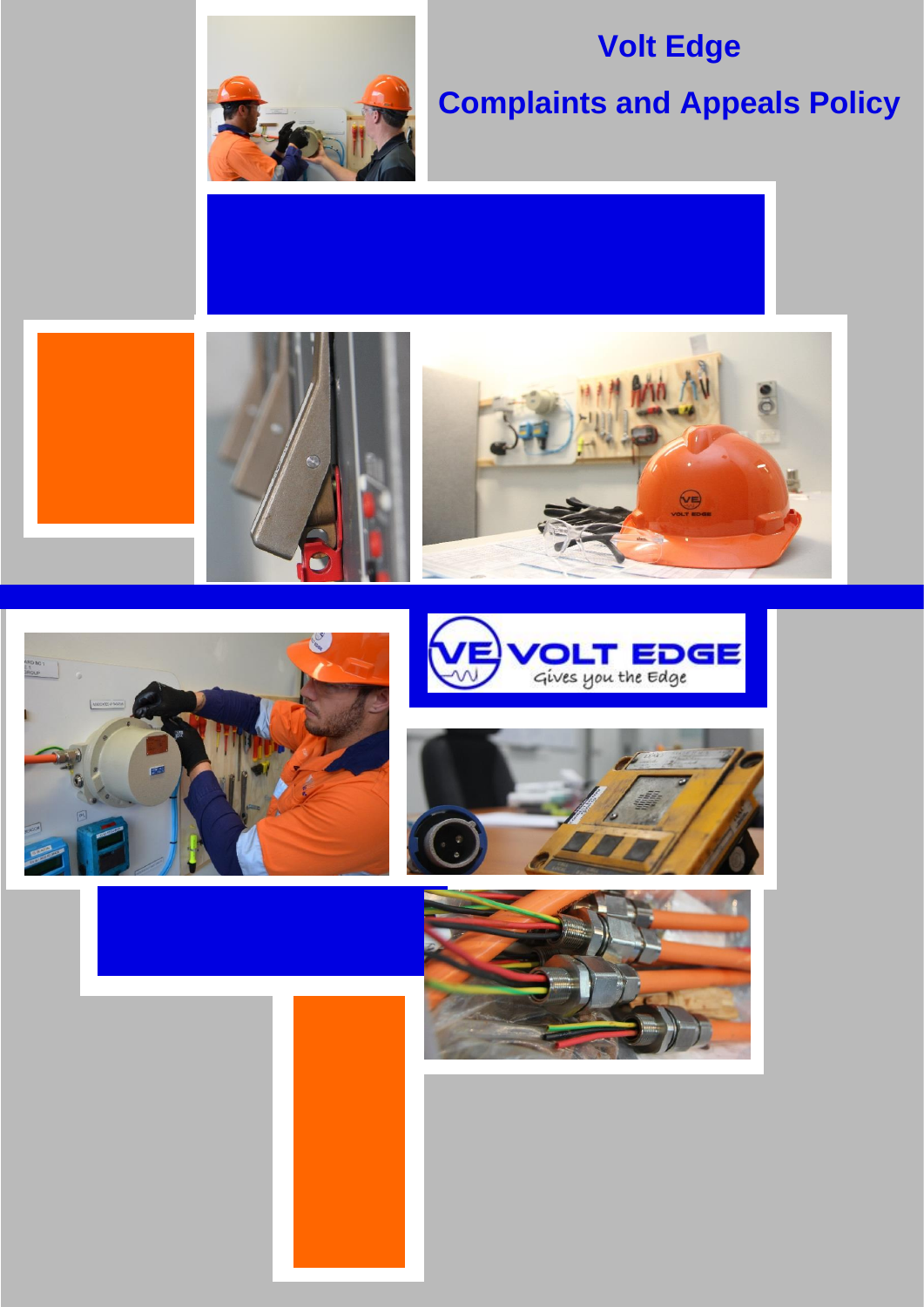# Volt Edge

# Complaints and Appeals Policy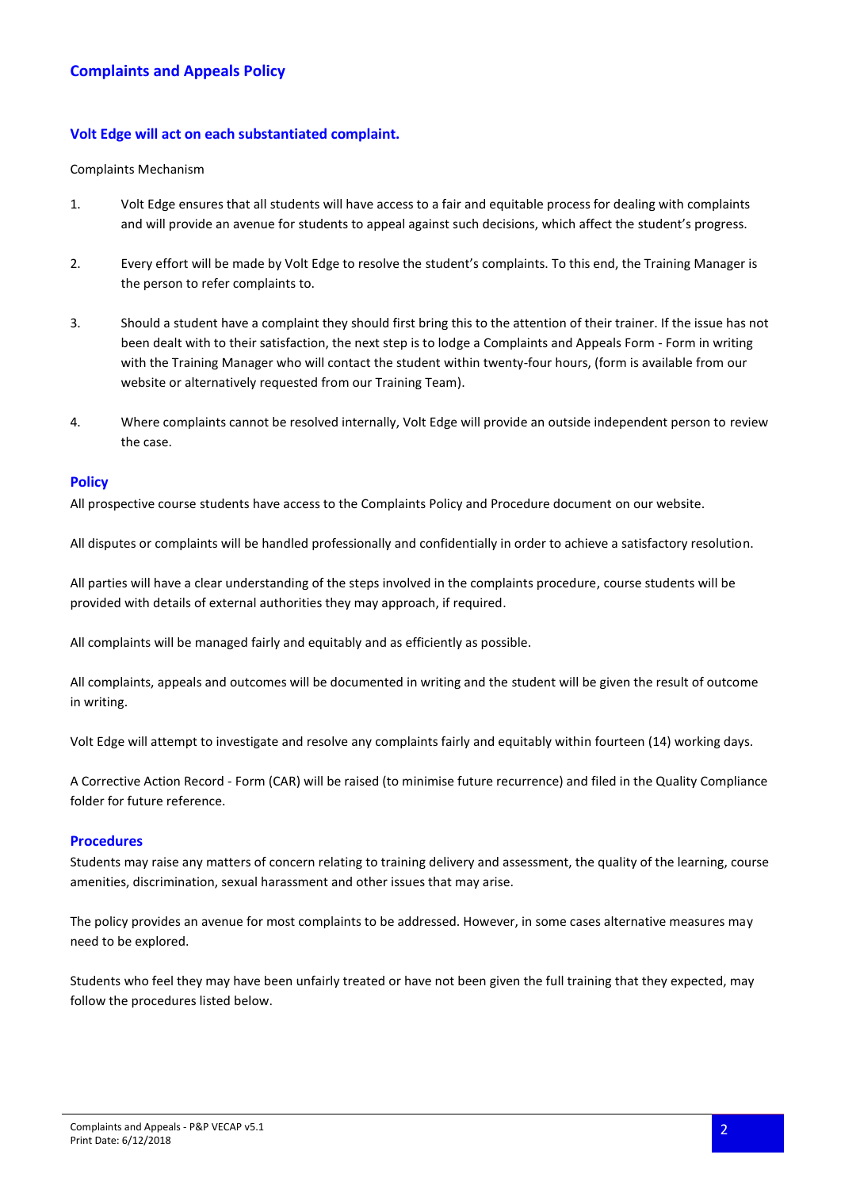## Complaints and Appeals Policy

### Volt Edge will act on each substantiated complaint.

Complaints Mechanism

1. Volt Edge ensures that all students will have access to a fair and equitable process for dealing with complaints and will provide an avenue for students to appeal against such decisions, which affect the student's progress.

2. Every effort will be made by Volt Edge to resolve the student's complaints. To this end, the Training Manager is the person to refer complaints to.

3. Should a student have a complaint they should first bring this to the attention of their trainer. If the issue has not been dealt with to their satisfaction, the next step is to lodge a Complaints and Appeals Form - Form in writing with the Training Manager who will contact the student within twenty-four hours, (form is available from our website or alternatively requested from our Training Team).

4. Where complaints cannot be resolved internally, Volt Edge will provide an outside independent person to review the case.

### Policy

All prospective course students have access to the Complaints Policy and Procedure document on our website.

All disputes or complaints will be handled professionally and confidentially in order to achieve a satisfactory resolution.

All parties will have a clear understanding of the steps involved in the complaints procedure, course students will be provided with details of external authorities they may approach, if required.

All complaints will be managed fairly and equitably and as efficiently as possible.

All complaints, appeals and outcomes will be documented in writing and the student will be given the result of outcome in writing.

Volt Edge will attempt to investigate and resolve any complaints fairly and equitably within fourteen (14) working days.

A Corrective Action Record - Form (CAR) will be raised (to minimise future recurrence) and filed in the Quality Compliance folder for future reference.

### Procedures

Students may raise any matters of concern relating to training delivery and assessment, the quality of the learning, course amenities, discrimination, sexual harassment and other issues that may arise.

The policy provides an avenue for most complaints to be addressed. However, in some cases alternative measures may need to be explored.

Students who feel they may have been unfairly treated or have not been given the full training that they expected, may follow the procedures listed below.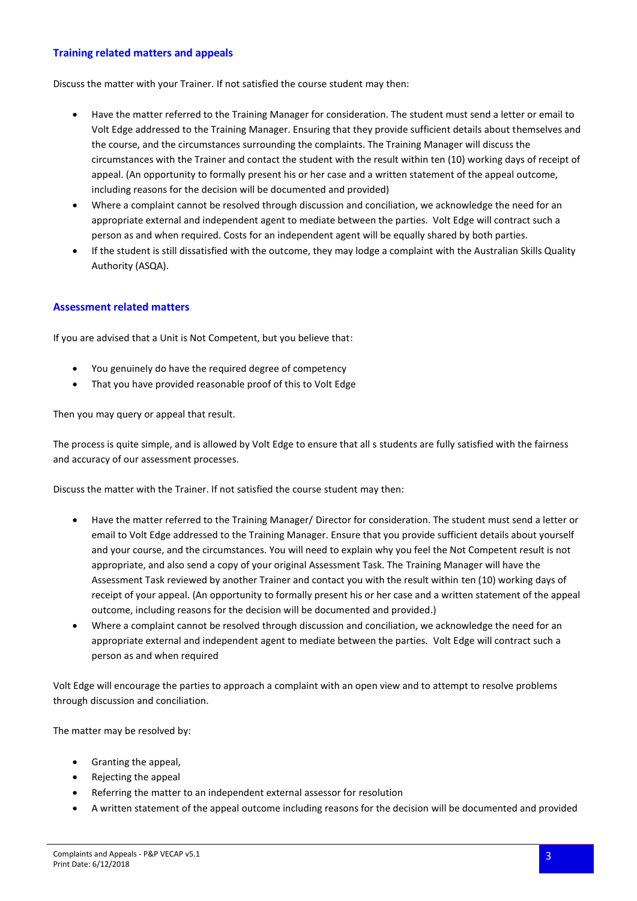## Training related matters and appeals

Discuss the matter with your Trainer. If not satisfied the course student may then:

- Have the matter referred to the Training Manager for consideration. The student must send a letter or email to Volt Edge addressed to the Training Manager. Ensuring that they provide sufficient details about themselves and the course, and the circumstances surrounding the complaints. The Training Manager will discuss the circumstances with the Trainer and contact the student with the result within ten (10) working days of receipt of appeal. (An opportunity to formally present his or her case and a written statement of the appeal outcome, including reasons for the decision will be documented and provided)
- Where a complaint cannot be resolved through discussion and conciliation, we acknowledge the need for an appropriate external and independent agent to mediate between the parties. Volt Edge will contract such a person as and when required. Costs for an independent agent will be equally shared by both parties.
- If the student is still dissatisfied with the outcome, they may lodge a complaint with the Australian Skills Quality Authority (ASQA).

## Assessment related matters

If you are advised that a Unit is Not Competent, but you believe that:

- You genuinely do have the required degree of competency
- That you have provided reasonable proof of this to Volt Edge

Then you may query or appeal that result.

The process is quite simple, and is allowed by Volt Edge to ensure that all s students are fully satisfied with the fairness and accuracy of our assessment processes.

Discuss the matter with the Trainer. If not satisfied the course student may then:

- Have the matter referred to the Training Manager/ Director for consideration. The student must send a letter or email to Volt Edge addressed to the Training Manager. Ensure that you provide sufficient details about yourself and your course, and the circumstances. You will need to explain why you feel the Not Competent result is not appropriate, and also send a copy of your original Assessment Task. The Training Manager will have the Assessment Task reviewed by another Trainer and contact you with the result within ten (10) working days of receipt of your appeal. (An opportunity to formally present his or her case and a written statement of the appeal outcome, including reasons for the decision will be documented and provided.)
- Where a complaint cannot be resolved through discussion and conciliation, we acknowledge the need for an appropriate external and independent agent to mediate between the parties. Volt Edge will contract such a person as and when required

Volt Edge will encourage the parties to approach a complaint with an open view and to attempt to resolve problems through discussion and conciliation.

The matter may be resolved by:

- Granting the appeal,
- Rejecting the appeal
- Referring the matter to an independent external assessor for resolution
- A written statement of the appeal outcome including reasons for the decision will be documented and provided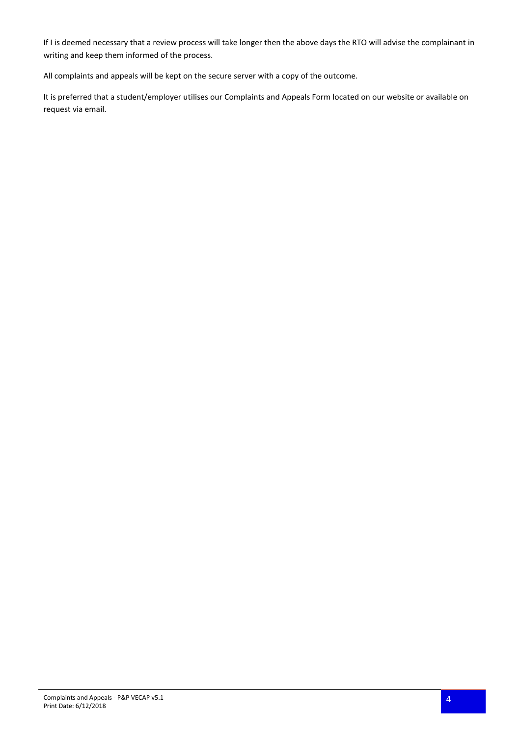If I is deemed necessary that a review process will take longer then the above days the RTO will advise the complainant in writing and keep them informed of the process.

All complaints and appeals will be kept on the secure server with a copy of the outcome.

It is preferred that a student/employer utilises our Complaints and Appeals Form located on our website or available on request via email.